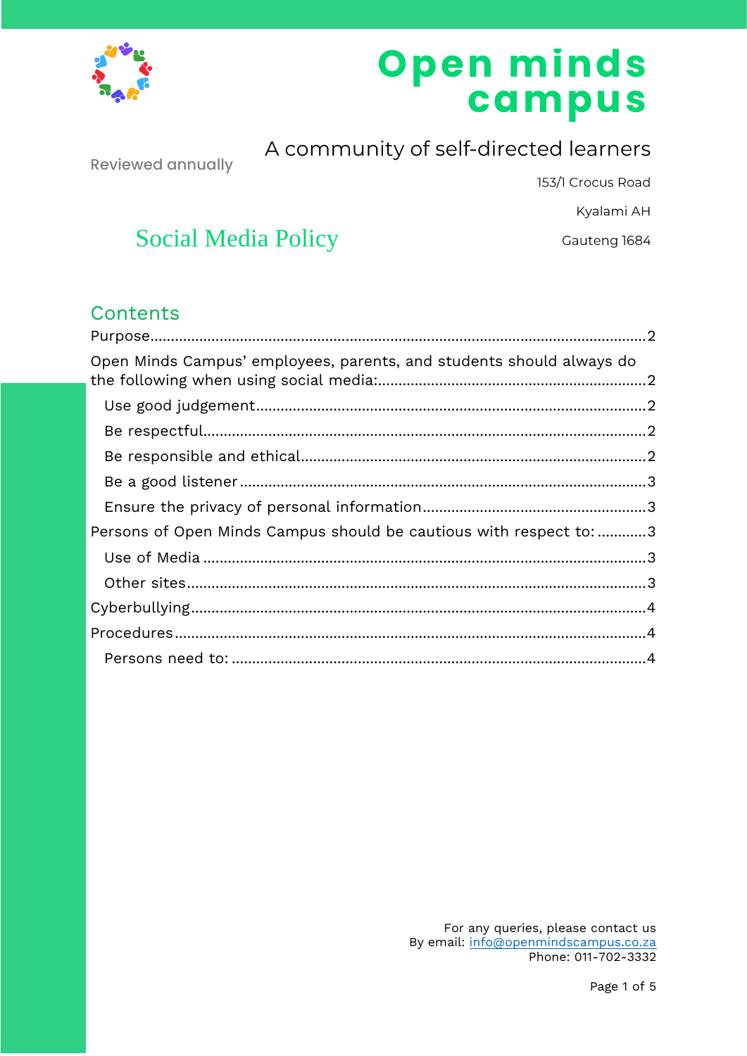# Open minds campus

A community of self-directed learners

Reviewed annually

153/1 Crocus Road

Kyalami AH

Gauteng 1684

## Social Media Policy

## Contents

Purpose....2

Open Minds Campus' employees, parents, and students should always do the following when using social media:....2

- Use good judgement....2
- Be respectful....2
- Be responsible and ethical....2
- Be a good listener....3
- Ensure the privacy of personal information....3

Persons of Open Minds Campus should be cautious with respect to:....3

- Use of Media....3
- Other sites....3

Cyberbullying....4

Procedures....4

- Persons need to:....4

For any queries, please contact us
By email: info@openmindscampus.co.za
Phone: 011-702-3332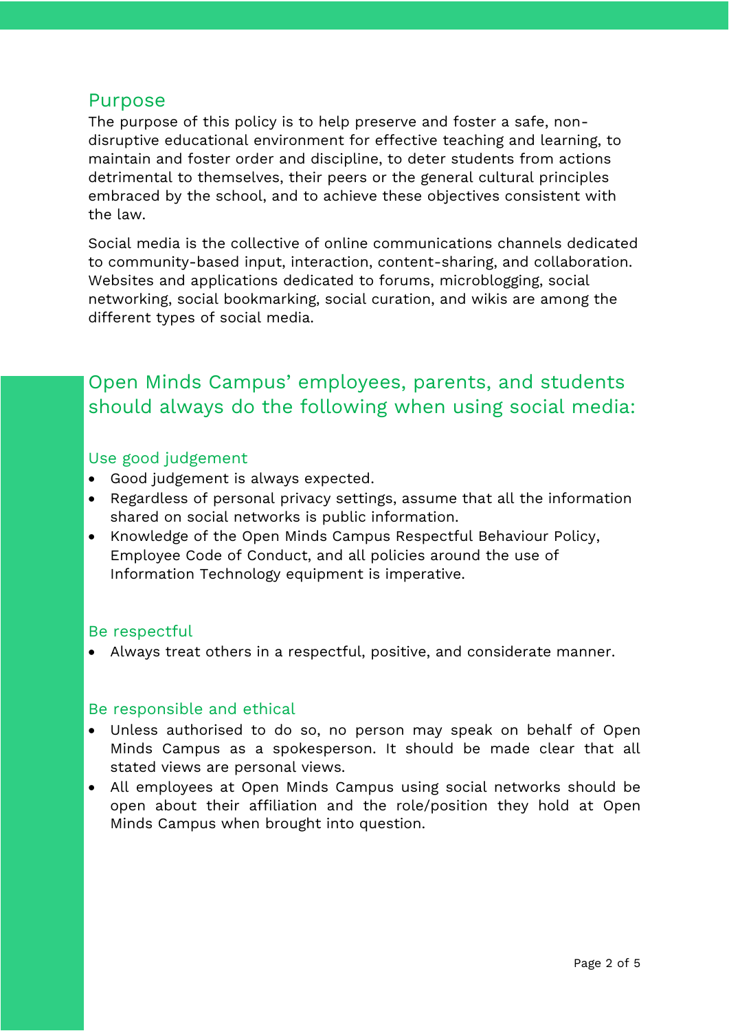## Purpose

The purpose of this policy is to help preserve and foster a safe, non-disruptive educational environment for effective teaching and learning, to maintain and foster order and discipline, to deter students from actions detrimental to themselves, their peers or the general cultural principles embraced by the school, and to achieve these objectives consistent with the law.

Social media is the collective of online communications channels dedicated to community-based input, interaction, content-sharing, and collaboration. Websites and applications dedicated to forums, microblogging, social networking, social bookmarking, social curation, and wikis are among the different types of social media.

## Open Minds Campus' employees, parents, and students should always do the following when using social media:

### Use good judgement

- Good judgement is always expected.
- Regardless of personal privacy settings, assume that all the information shared on social networks is public information.
- Knowledge of the Open Minds Campus Respectful Behaviour Policy, Employee Code of Conduct, and all policies around the use of Information Technology equipment is imperative.

### Be respectful

- Always treat others in a respectful, positive, and considerate manner.

### Be responsible and ethical

- Unless authorised to do so, no person may speak on behalf of Open Minds Campus as a spokesperson. It should be made clear that all stated views are personal views.
- All employees at Open Minds Campus using social networks should be open about their affiliation and the role/position they hold at Open Minds Campus when brought into question.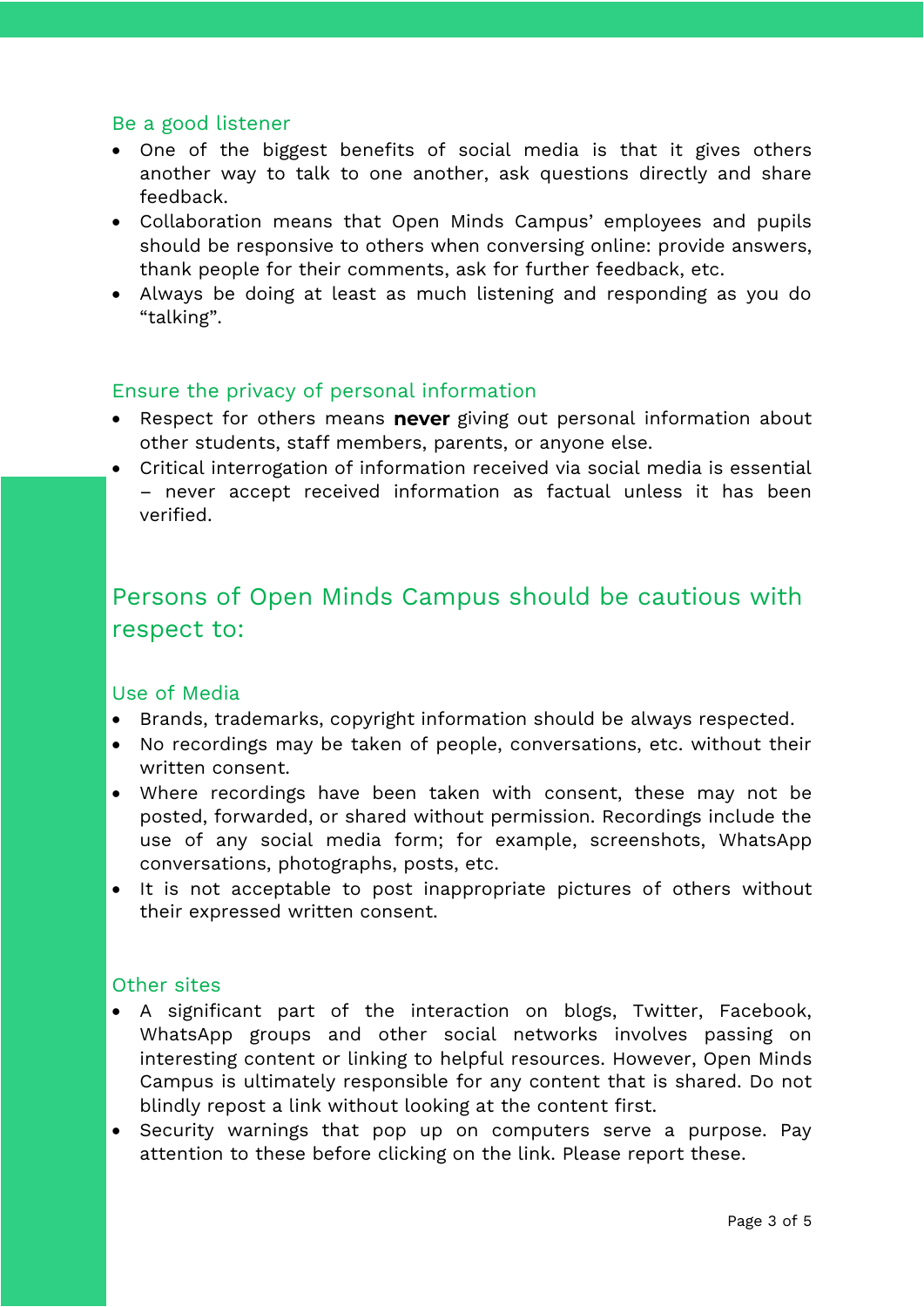### Be a good listener

- One of the biggest benefits of social media is that it gives others another way to talk to one another, ask questions directly and share feedback.
- Collaboration means that Open Minds Campus' employees and pupils should be responsive to others when conversing online: provide answers, thank people for their comments, ask for further feedback, etc.
- Always be doing at least as much listening and responding as you do "talking".

### Ensure the privacy of personal information

- Respect for others means **never** giving out personal information about other students, staff members, parents, or anyone else.
- Critical interrogation of information received via social media is essential – never accept received information as factual unless it has been verified.

## Persons of Open Minds Campus should be cautious with respect to:

### Use of Media

- Brands, trademarks, copyright information should be always respected.
- No recordings may be taken of people, conversations, etc. without their written consent.
- Where recordings have been taken with consent, these may not be posted, forwarded, or shared without permission. Recordings include the use of any social media form; for example, screenshots, WhatsApp conversations, photographs, posts, etc.
- It is not acceptable to post inappropriate pictures of others without their expressed written consent.

### Other sites

- A significant part of the interaction on blogs, Twitter, Facebook, WhatsApp groups and other social networks involves passing on interesting content or linking to helpful resources. However, Open Minds Campus is ultimately responsible for any content that is shared. Do not blindly repost a link without looking at the content first.
- Security warnings that pop up on computers serve a purpose. Pay attention to these before clicking on the link. Please report these.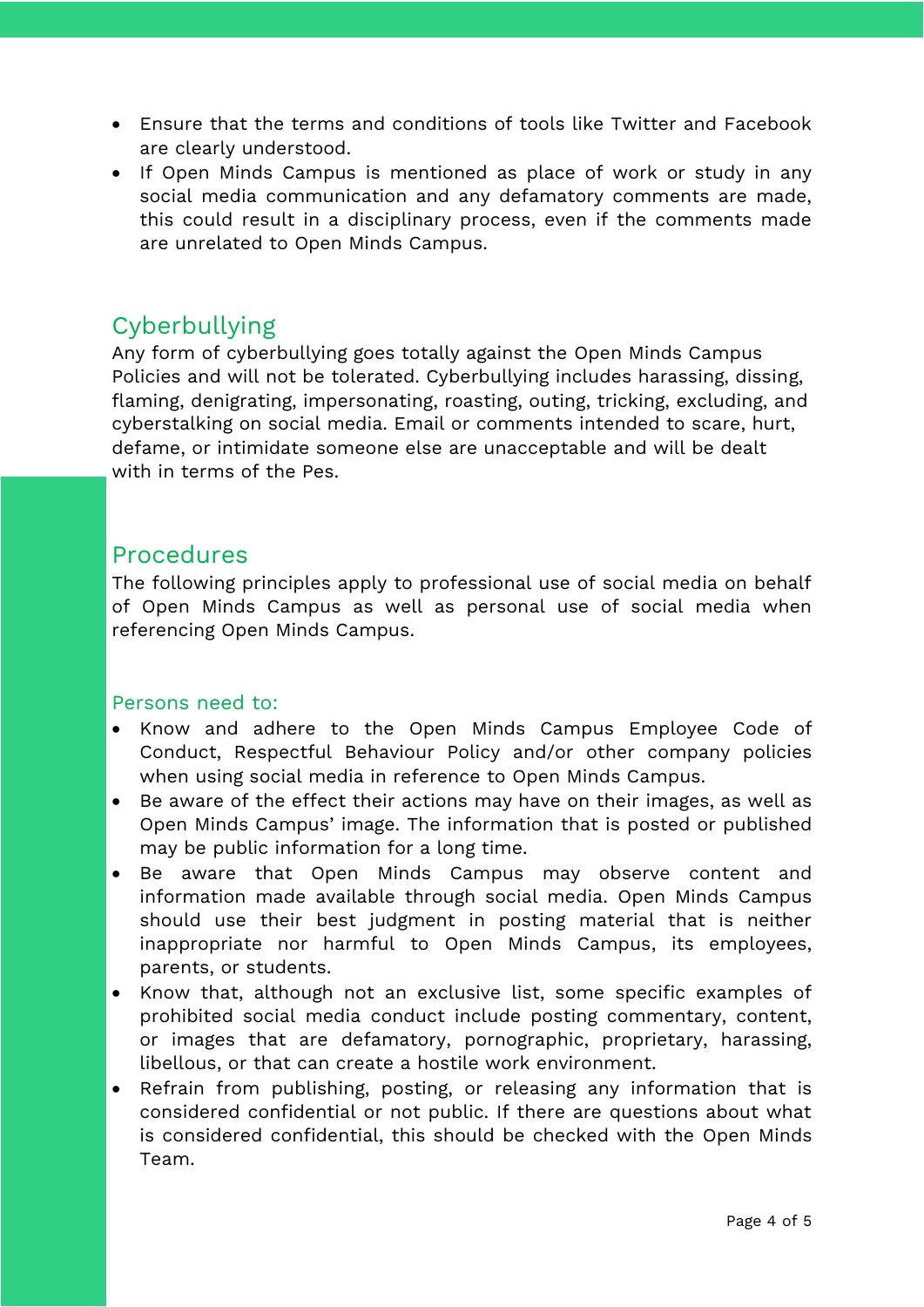- Ensure that the terms and conditions of tools like Twitter and Facebook are clearly understood.
- If Open Minds Campus is mentioned as place of work or study in any social media communication and any defamatory comments are made, this could result in a disciplinary process, even if the comments made are unrelated to Open Minds Campus.

## Cyberbullying

Any form of cyberbullying goes totally against the Open Minds Campus Policies and will not be tolerated. Cyberbullying includes harassing, dissing, flaming, denigrating, impersonating, roasting, outing, tricking, excluding, and cyberstalking on social media. Email or comments intended to scare, hurt, defame, or intimidate someone else are unacceptable and will be dealt with in terms of the Pes.

## Procedures

The following principles apply to professional use of social media on behalf of Open Minds Campus as well as personal use of social media when referencing Open Minds Campus.

### Persons need to:

- Know and adhere to the Open Minds Campus Employee Code of Conduct, Respectful Behaviour Policy and/or other company policies when using social media in reference to Open Minds Campus.
- Be aware of the effect their actions may have on their images, as well as Open Minds Campus' image. The information that is posted or published may be public information for a long time.
- Be aware that Open Minds Campus may observe content and information made available through social media. Open Minds Campus should use their best judgment in posting material that is neither inappropriate nor harmful to Open Minds Campus, its employees, parents, or students.
- Know that, although not an exclusive list, some specific examples of prohibited social media conduct include posting commentary, content, or images that are defamatory, pornographic, proprietary, harassing, libellous, or that can create a hostile work environment.
- Refrain from publishing, posting, or releasing any information that is considered confidential or not public. If there are questions about what is considered confidential, this should be checked with the Open Minds Team.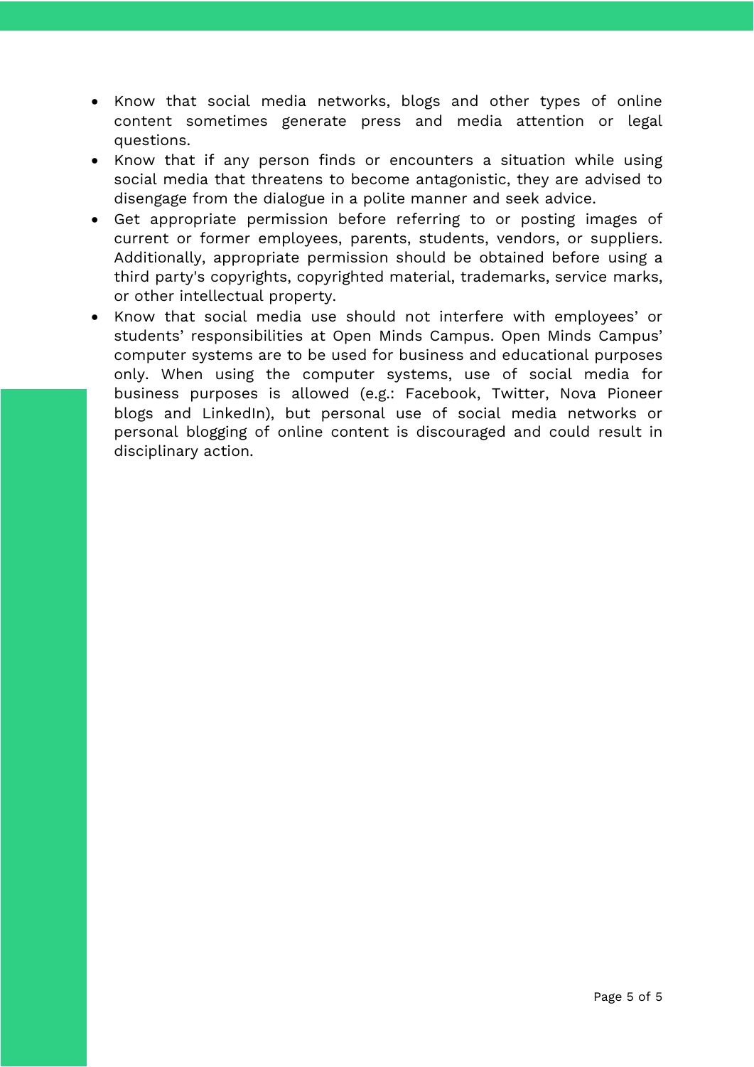- Know that social media networks, blogs and other types of online content sometimes generate press and media attention or legal questions.
- Know that if any person finds or encounters a situation while using social media that threatens to become antagonistic, they are advised to disengage from the dialogue in a polite manner and seek advice.
- Get appropriate permission before referring to or posting images of current or former employees, parents, students, vendors, or suppliers. Additionally, appropriate permission should be obtained before using a third party's copyrights, copyrighted material, trademarks, service marks, or other intellectual property.
- Know that social media use should not interfere with employees' or students' responsibilities at Open Minds Campus. Open Minds Campus' computer systems are to be used for business and educational purposes only. When using the computer systems, use of social media for business purposes is allowed (e.g.: Facebook, Twitter, Nova Pioneer blogs and LinkedIn), but personal use of social media networks or personal blogging of online content is discouraged and could result in disciplinary action.